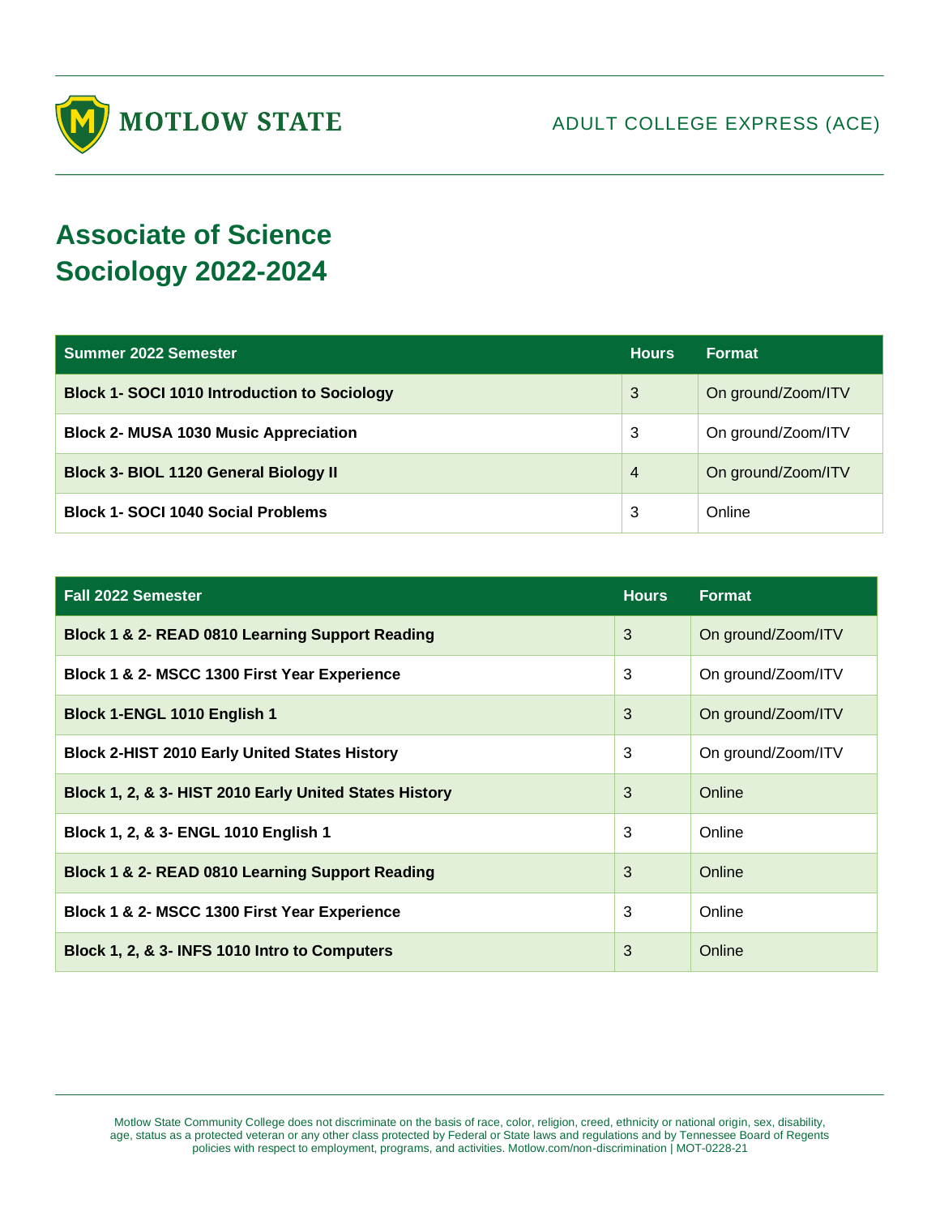MOTLOW STATE

ADULT COLLEGE EXPRESS (ACE)

# Associate of Science
# Sociology 2022-2024

| Summer 2022 Semester | Hours | Format |
|---|---|---|
| **Block 1- SOCI 1010 Introduction to Sociology** | 3 | On ground/Zoom/ITV |
| **Block 2- MUSA 1030 Music Appreciation** | 3 | On ground/Zoom/ITV |
| **Block 3- BIOL 1120 General Biology II** | 4 | On ground/Zoom/ITV |
| **Block 1- SOCI 1040 Social Problems** | 3 | Online |

| Fall 2022 Semester | Hours | Format |
|---|---|---|
| **Block 1 & 2- READ 0810 Learning Support Reading** | 3 | On ground/Zoom/ITV |
| **Block 1 & 2- MSCC 1300 First Year Experience** | 3 | On ground/Zoom/ITV |
| **Block 1-ENGL 1010 English 1** | 3 | On ground/Zoom/ITV |
| **Block 2-HIST 2010 Early United States History** | 3 | On ground/Zoom/ITV |
| **Block 1, 2, & 3- HIST 2010 Early United States History** | 3 | Online |
| **Block 1, 2, & 3- ENGL 1010 English 1** | 3 | Online |
| **Block 1 & 2- READ 0810 Learning Support Reading** | 3 | Online |
| **Block 1 & 2- MSCC 1300 First Year Experience** | 3 | Online |
| **Block 1, 2, & 3- INFS 1010 Intro to Computers** | 3 | Online |

Motlow State Community College does not discriminate on the basis of race, color, religion, creed, ethnicity or national origin, sex, disability, age, status as a protected veteran or any other class protected by Federal or State laws and regulations and by Tennessee Board of Regents policies with respect to employment, programs, and activities. Motlow.com/non-discrimination | MOT-0228-21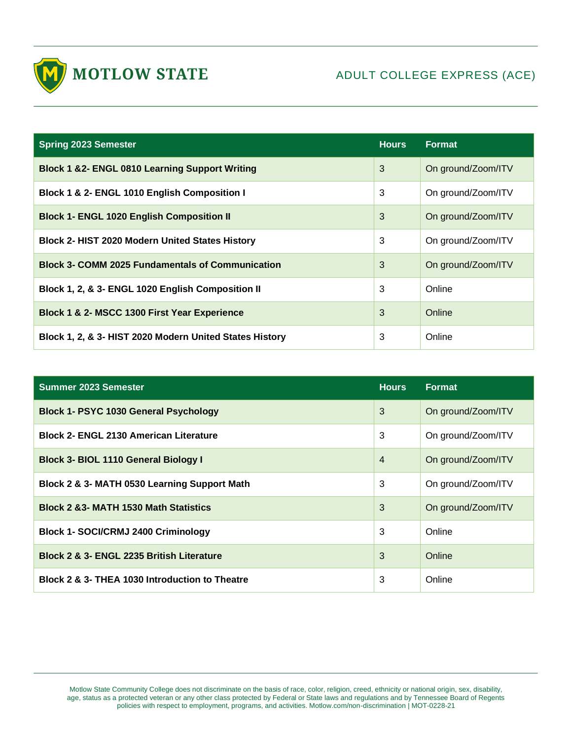# MOTLOW STATE

## ADULT COLLEGE EXPRESS (ACE)

| Spring 2023 Semester | Hours | Format |
|---|---|---|
| **Block 1 &2- ENGL 0810 Learning Support Writing** | 3 | On ground/Zoom/ITV |
| **Block 1 & 2- ENGL 1010 English Composition I** | 3 | On ground/Zoom/ITV |
| **Block 1- ENGL 1020 English Composition II** | 3 | On ground/Zoom/ITV |
| **Block 2- HIST 2020 Modern United States History** | 3 | On ground/Zoom/ITV |
| **Block 3- COMM 2025 Fundamentals of Communication** | 3 | On ground/Zoom/ITV |
| **Block 1, 2, & 3- ENGL 1020 English Composition II** | 3 | Online |
| **Block 1 & 2- MSCC 1300 First Year Experience** | 3 | Online |
| **Block 1, 2, & 3- HIST 2020 Modern United States History** | 3 | Online |

| Summer 2023 Semester | Hours | Format |
|---|---|---|
| **Block 1- PSYC 1030 General Psychology** | 3 | On ground/Zoom/ITV |
| **Block 2- ENGL 2130 American Literature** | 3 | On ground/Zoom/ITV |
| **Block 3- BIOL 1110 General Biology I** | 4 | On ground/Zoom/ITV |
| **Block 2 & 3- MATH 0530 Learning Support Math** | 3 | On ground/Zoom/ITV |
| **Block 2 &3- MATH 1530 Math Statistics** | 3 | On ground/Zoom/ITV |
| **Block 1- SOCI/CRMJ 2400 Criminology** | 3 | Online |
| **Block 2 & 3- ENGL 2235 British Literature** | 3 | Online |
| **Block 2 & 3- THEA 1030 Introduction to Theatre** | 3 | Online |

Motlow State Community College does not discriminate on the basis of race, color, religion, creed, ethnicity or national origin, sex, disability, age, status as a protected veteran or any other class protected by Federal or State laws and regulations and by Tennessee Board of Regents policies with respect to employment, programs, and activities. Motlow.com/non-discrimination | MOT-0228-21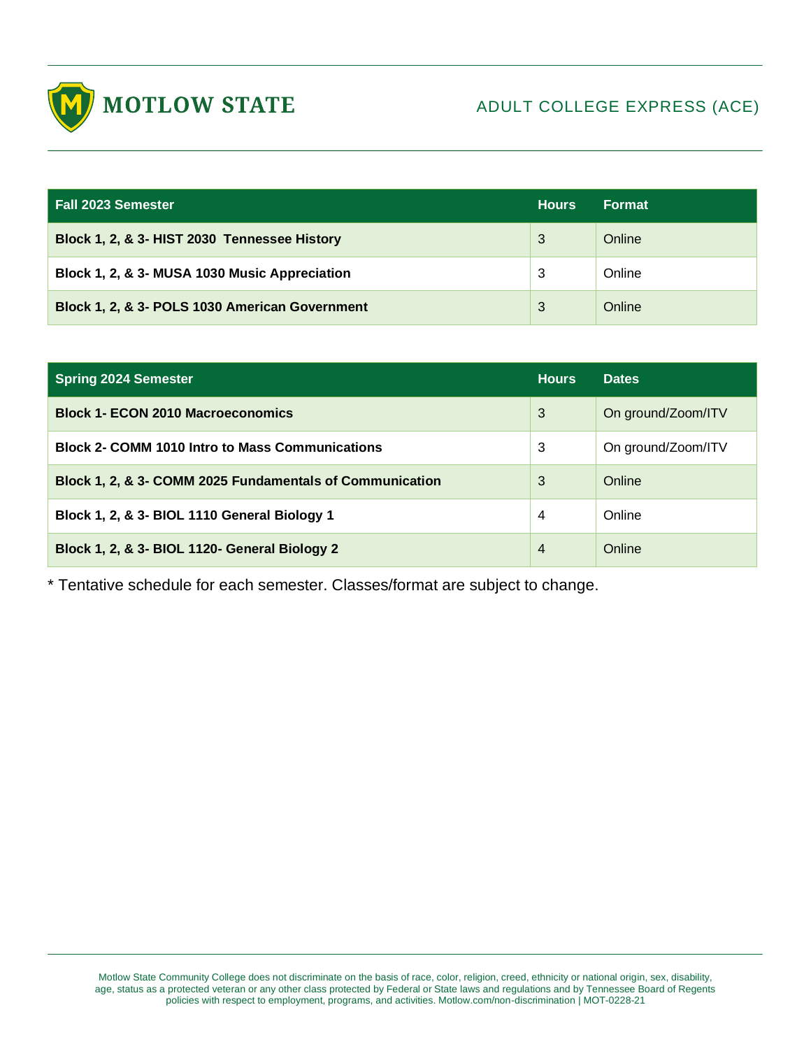**MOTLOW STATE**

ADULT COLLEGE EXPRESS (ACE)

| Fall 2023 Semester | Hours | Format |
|---|---|---|
| **Block 1, 2, & 3- HIST 2030 Tennessee History** | 3 | Online |
| **Block 1, 2, & 3- MUSA 1030 Music Appreciation** | 3 | Online |
| **Block 1, 2, & 3- POLS 1030 American Government** | 3 | Online |

| Spring 2024 Semester | Hours | Dates |
|---|---|---|
| **Block 1- ECON 2010 Macroeconomics** | 3 | On ground/Zoom/ITV |
| **Block 2- COMM 1010 Intro to Mass Communications** | 3 | On ground/Zoom/ITV |
| **Block 1, 2, & 3- COMM 2025 Fundamentals of Communication** | 3 | Online |
| **Block 1, 2, & 3- BIOL 1110 General Biology 1** | 4 | Online |
| **Block 1, 2, & 3- BIOL 1120- General Biology 2** | 4 | Online |

* Tentative schedule for each semester. Classes/format are subject to change.

Motlow State Community College does not discriminate on the basis of race, color, religion, creed, ethnicity or national origin, sex, disability, age, status as a protected veteran or any other class protected by Federal or State laws and regulations and by Tennessee Board of Regents policies with respect to employment, programs, and activities. Motlow.com/non-discrimination | MOT-0228-21